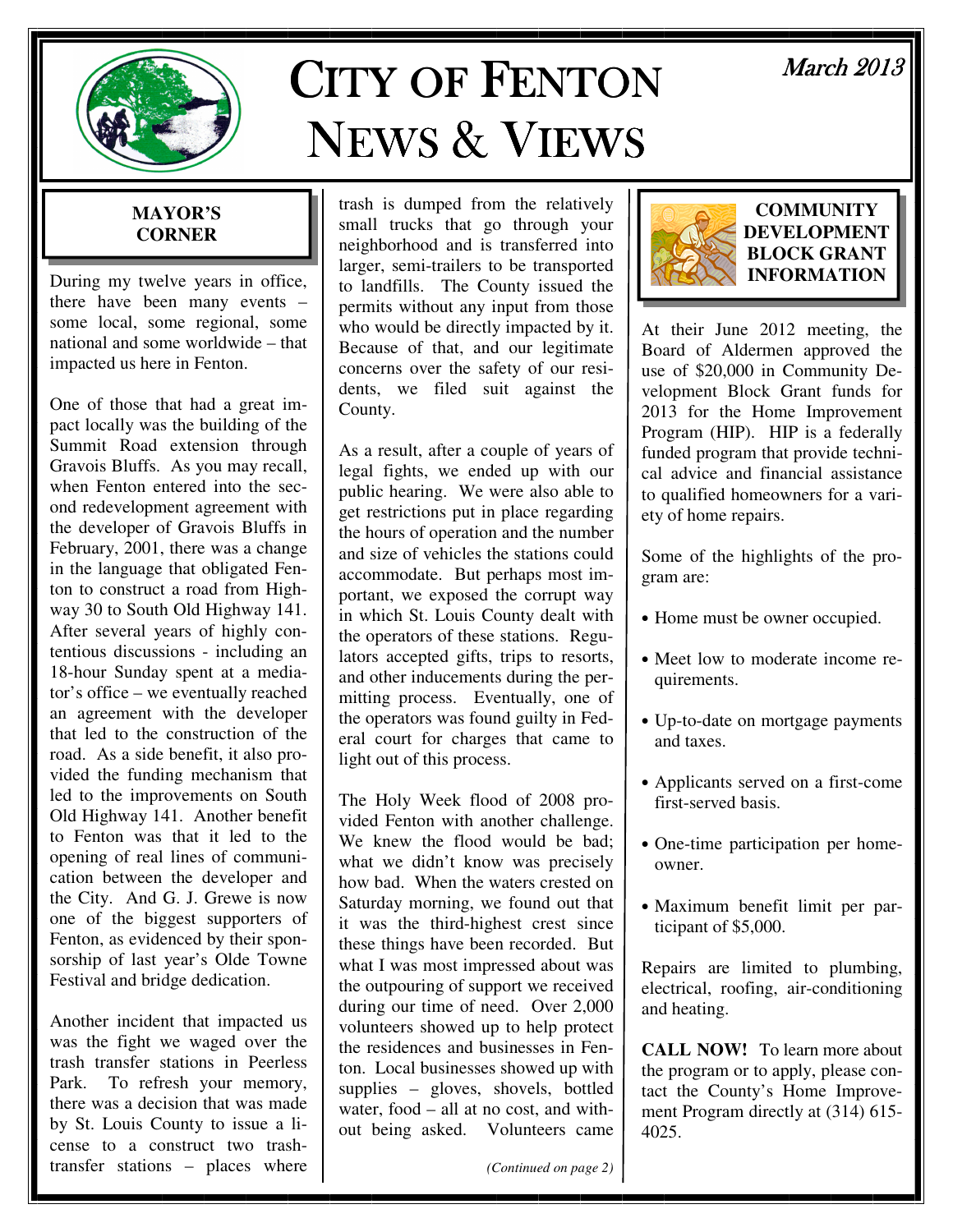# CITY OF FENTON NEWS & VIEWS

*March 2013*

## MAYOR'S CORNER

During my twelve years in office, there have been many events – some local, some regional, some national and some worldwide – that impacted us here in Fenton.

One of those that had a great impact locally was the building of the Summit Road extension through Gravois Bluffs. As you may recall, when Fenton entered into the second redevelopment agreement with the developer of Gravois Bluffs in February, 2001, there was a change in the language that obligated Fenton to construct a road from Highway 30 to South Old Highway 141. After several years of highly contentious discussions - including an 18-hour Sunday spent at a mediator's office – we eventually reached an agreement with the developer that led to the construction of the road. As a side benefit, it also provided the funding mechanism that led to the improvements on South Old Highway 141. Another benefit to Fenton was that it led to the opening of real lines of communication between the developer and the City. And G. J. Grewe is now one of the biggest supporters of Fenton, as evidenced by their sponsorship of last year's Olde Towne Festival and bridge dedication.

Another incident that impacted us was the fight we waged over the trash transfer stations in Peerless Park. To refresh your memory, there was a decision that was made by St. Louis County to issue a license to a construct two trash-transfer stations – places where trash is dumped from the relatively small trucks that go through your neighborhood and is transferred into larger, semi-trailers to be transported to landfills. The County issued the permits without any input from those who would be directly impacted by it. Because of that, and our legitimate concerns over the safety of our residents, we filed suit against the County.

As a result, after a couple of years of legal fights, we ended up with our public hearing. We were also able to get restrictions put in place regarding the hours of operation and the number and size of vehicles the stations could accommodate. But perhaps most important, we exposed the corrupt way in which St. Louis County dealt with the operators of these stations. Regulators accepted gifts, trips to resorts, and other inducements during the permitting process. Eventually, one of the operators was found guilty in Federal court for charges that came to light out of this process.

The Holy Week flood of 2008 provided Fenton with another challenge. We knew the flood would be bad; what we didn't know was precisely how bad. When the waters crested on Saturday morning, we found out that it was the third-highest crest since these things have been recorded. But what I was most impressed about was the outpouring of support we received during our time of need. Over 2,000 volunteers showed up to help protect the residences and businesses in Fenton. Local businesses showed up with supplies – gloves, shovels, bottled water, food – all at no cost, and without being asked. Volunteers came

*(Continued on page 2)*

## COMMUNITY DEVELOPMENT BLOCK GRANT INFORMATION

At their June 2012 meeting, the Board of Aldermen approved the use of $20,000 in Community Development Block Grant funds for 2013 for the Home Improvement Program (HIP). HIP is a federally funded program that provide technical advice and financial assistance to qualified homeowners for a variety of home repairs.

Some of the highlights of the program are:

- Home must be owner occupied.
- Meet low to moderate income requirements.
- Up-to-date on mortgage payments and taxes.
- Applicants served on a first-come first-served basis.
- One-time participation per homeowner.
- Maximum benefit limit per participant of $5,000.

Repairs are limited to plumbing, electrical, roofing, air-conditioning and heating.

**CALL NOW!** To learn more about the program or to apply, please contact the County's Home Improvement Program directly at (314) 615-4025.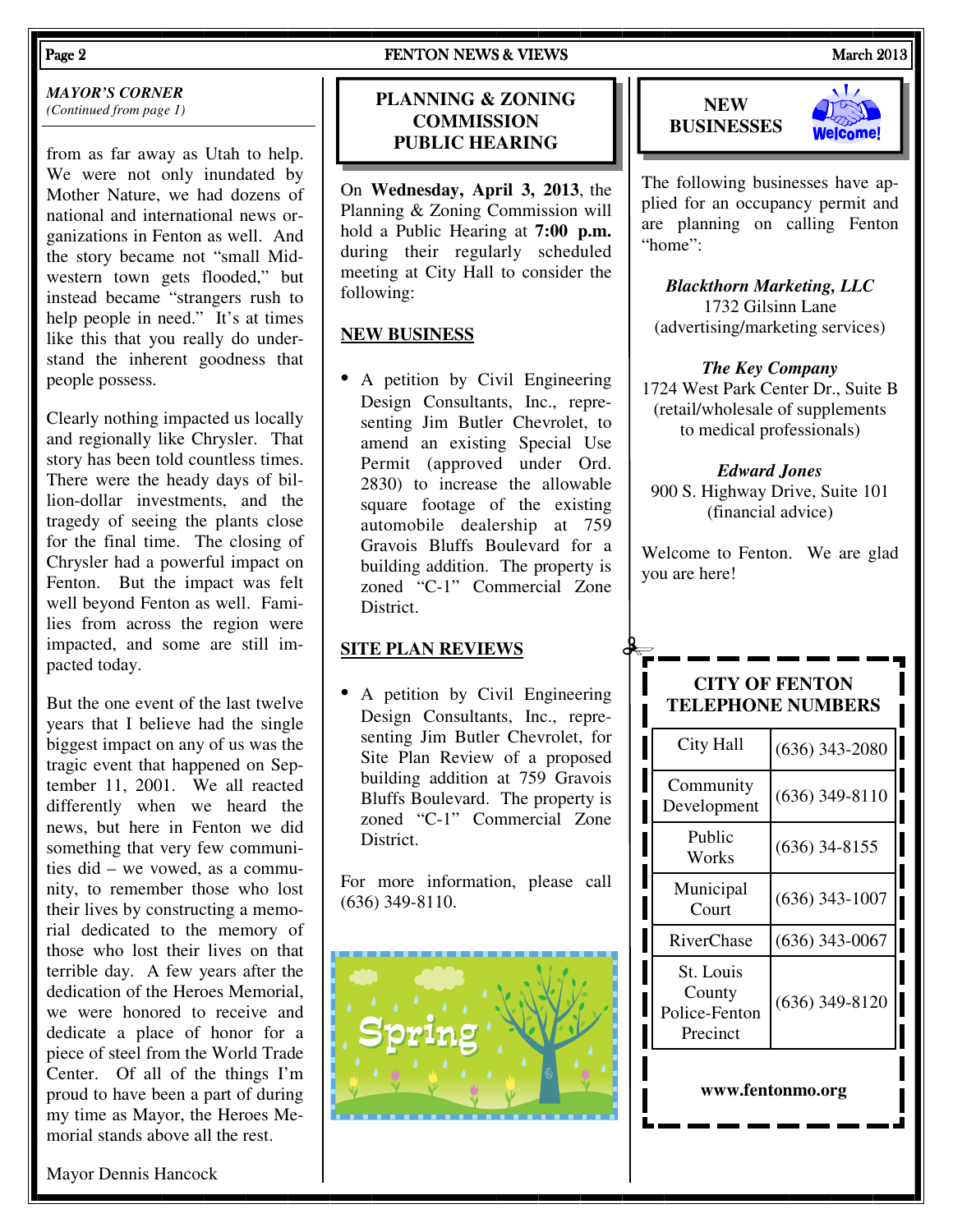*MAYOR'S CORNER*
*(Continued from page 1)*

from as far away as Utah to help. We were not only inundated by Mother Nature, we had dozens of national and international news organizations in Fenton as well. And the story became not "small Midwestern town gets flooded," but instead became "strangers rush to help people in need." It's at times like this that you really do understand the inherent goodness that people possess.

Clearly nothing impacted us locally and regionally like Chrysler. That story has been told countless times. There were the heady days of billion-dollar investments, and the tragedy of seeing the plants close for the final time. The closing of Chrysler had a powerful impact on Fenton. But the impact was felt well beyond Fenton as well. Families from across the region were impacted, and some are still impacted today.

But the one event of the last twelve years that I believe had the single biggest impact on any of us was the tragic event that happened on September 11, 2001. We all reacted differently when we heard the news, but here in Fenton we did something that very few communities did – we vowed, as a community, to remember those who lost their lives by constructing a memorial dedicated to the memory of those who lost their lives on that terrible day. A few years after the dedication of the Heroes Memorial, we were honored to receive and dedicate a place of honor for a piece of steel from the World Trade Center. Of all of the things I'm proud to have been a part of during my time as Mayor, the Heroes Memorial stands above all the rest.

Mayor Dennis Hancock

## PLANNING & ZONING COMMISSION PUBLIC HEARING

On **Wednesday, April 3, 2013**, the Planning & Zoning Commission will hold a Public Hearing at **7:00 p.m.** during their regularly scheduled meeting at City Hall to consider the following:

**NEW BUSINESS**

- A petition by Civil Engineering Design Consultants, Inc., representing Jim Butler Chevrolet, to amend an existing Special Use Permit (approved under Ord. 2830) to increase the allowable square footage of the existing automobile dealership at 759 Gravois Bluffs Boulevard for a building addition. The property is zoned "C-1" Commercial Zone District.

**SITE PLAN REVIEWS**

- A petition by Civil Engineering Design Consultants, Inc., representing Jim Butler Chevrolet, for Site Plan Review of a proposed building addition at 759 Gravois Bluffs Boulevard. The property is zoned "C-1" Commercial Zone District.

For more information, please call (636) 349-8110.

## NEW BUSINESSES

The following businesses have applied for an occupancy permit and are planning on calling Fenton "home":

***Blackthorn Marketing, LLC***
1732 Gilsinn Lane
(advertising/marketing services)

***The Key Company***
1724 West Park Center Dr., Suite B
(retail/wholesale of supplements to medical professionals)

***Edward Jones***
900 S. Highway Drive, Suite 101
(financial advice)

Welcome to Fenton. We are glad you are here!

## CITY OF FENTON TELEPHONE NUMBERS

| | |
|---|---|
| City Hall | (636) 343-2080 |
| Community Development | (636) 349-8110 |
| Public Works | (636) 34-8155 |
| Municipal Court | (636) 343-1007 |
| RiverChase | (636) 343-0067 |
| St. Louis County Police-Fenton Precinct | (636) 349-8120 |

**www.fentonmo.org**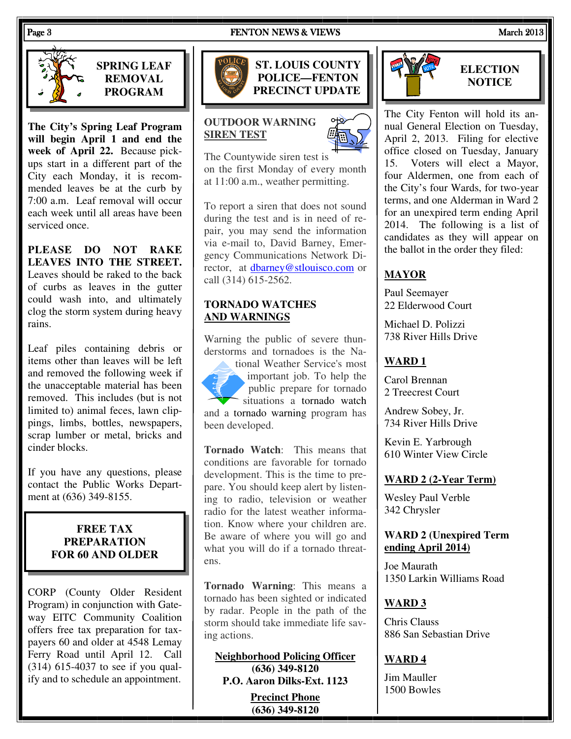## SPRING LEAF REMOVAL PROGRAM

**The City's Spring Leaf Program will begin April 1 and end the week of April 22.** Because pickups start in a different part of the City each Monday, it is recommended leaves be at the curb by 7:00 a.m. Leaf removal will occur each week until all areas have been serviced once.

**PLEASE DO NOT RAKE LEAVES INTO THE STREET.** Leaves should be raked to the back of curbs as leaves in the gutter could wash into, and ultimately clog the storm system during heavy rains.

Leaf piles containing debris or items other than leaves will be left and removed the following week if the unacceptable material has been removed. This includes (but is not limited to) animal feces, lawn clippings, limbs, bottles, newspapers, scrap lumber or metal, bricks and cinder blocks.

If you have any questions, please contact the Public Works Department at (636) 349-8155.

## FREE TAX PREPARATION FOR 60 AND OLDER

CORP (County Older Resident Program) in conjunction with Gateway EITC Community Coalition offers free tax preparation for taxpayers 60 and older at 4548 Lemay Ferry Road until April 12. Call (314) 615-4037 to see if you qualify and to schedule an appointment.

## ST. LOUIS COUNTY POLICE—FENTON PRECINCT UPDATE

### OUTDOOR WARNING SIREN TEST

The Countywide siren test is on the first Monday of every month at 11:00 a.m., weather permitting.

To report a siren that does not sound during the test and is in need of repair, you may send the information via e-mail to, David Barney, Emergency Communications Network Director, at dbarney@stlouisco.com or call (314) 615-2562.

### TORNADO WATCHES AND WARNINGS

Warning the public of severe thunderstorms and tornadoes is the National Weather Service's most important job. To help the public prepare for tornado situations a tornado watch and a tornado warning program has been developed.

**Tornado Watch**: This means that conditions are favorable for tornado development. This is the time to prepare. You should keep alert by listening to radio, television or weather radio for the latest weather information. Know where your children are. Be aware of where you will go and what you will do if a tornado threatens.

**Tornado Warning**: This means a tornado has been sighted or indicated by radar. People in the path of the storm should take immediate life saving actions.

**Neighborhood Policing Officer**
**(636) 349-8120**
**P.O. Aaron Dilks-Ext. 1123**

**Precinct Phone**
**(636) 349-8120**

## ELECTION NOTICE

The City Fenton will hold its annual General Election on Tuesday, April 2, 2013. Filing for elective office closed on Tuesday, January 15. Voters will elect a Mayor, four Aldermen, one from each of the City's four Wards, for two-year terms, and one Alderman in Ward 2 for an unexpired term ending April 2014. The following is a list of candidates as they will appear on the ballot in the order they filed:

### MAYOR

Paul Seemayer
22 Elderwood Court

Michael D. Polizzi
738 River Hills Drive

### WARD 1

Carol Brennan
2 Treecrest Court

Andrew Sobey, Jr.
734 River Hills Drive

Kevin E. Yarbrough
610 Winter View Circle

### WARD 2 (2-Year Term)

Wesley Paul Verble
342 Chrysler

### WARD 2 (Unexpired Term ending April 2014)

Joe Maurath
1350 Larkin Williams Road

### WARD 3

Chris Clauss
886 San Sebastian Drive

### WARD 4

Jim Mauller
1500 Bowles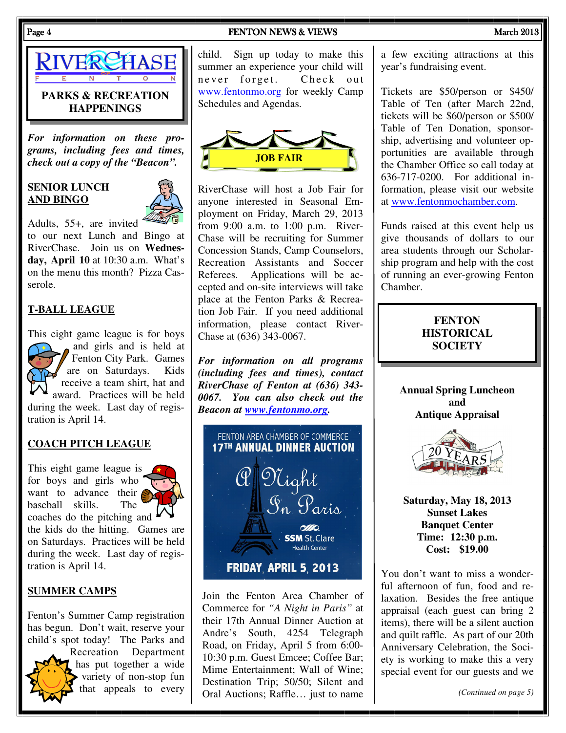# RIVERCHASE FENTON

## PARKS & RECREATION HAPPENINGS

***For information on these programs, including fees and times, check out a copy of the "Beacon".***

### SENIOR LUNCH AND BINGO

Adults, 55+, are invited to our next Lunch and Bingo at RiverChase. Join us on **Wednesday, April 10** at 10:30 a.m. What's on the menu this month? Pizza Casserole.

### T-BALL LEAGUE

This eight game league is for boys and girls and is held at Fenton City Park. Games are on Saturdays. Kids receive a team shirt, hat and award. Practices will be held during the week. Last day of registration is April 14.

### COACH PITCH LEAGUE

This eight game league is for boys and girls who want to advance their baseball skills. The coaches do the pitching and the kids do the hitting. Games are on Saturdays. Practices will be held during the week. Last day of registration is April 14.

### SUMMER CAMPS

Fenton's Summer Camp registration has begun. Don't wait, reserve your child's spot today! The Parks and Recreation Department has put together a wide variety of non-stop fun that appeals to every child. Sign up today to make this summer an experience your child will never forget. Check out www.fentonmo.org for weekly Camp Schedules and Agendas.

### JOB FAIR

RiverChase will host a Job Fair for anyone interested in Seasonal Employment on Friday, March 29, 2013 from 9:00 a.m. to 1:00 p.m. RiverChase will be recruiting for Summer Concession Stands, Camp Counselors, Recreation Assistants and Soccer Referees. Applications will be accepted and on-site interviews will take place at the Fenton Parks & Recreation Job Fair. If you need additional information, please contact RiverChase at (636) 343-0067.

***For information on all programs (including fees and times), contact RiverChase of Fenton at (636) 343-0067. You can also check out the Beacon at www.fentonmo.org.***

FENTON AREA CHAMBER OF COMMERCE
17TH ANNUAL DINNER AUCTION
A Night In Paris
SSM St. Clare Health Center
FRIDAY, APRIL 5, 2013

Join the Fenton Area Chamber of Commerce for *"A Night in Paris"* at their 17th Annual Dinner Auction at Andre's South, 4254 Telegraph Road, on Friday, April 5 from 6:00-10:30 p.m. Guest Emcee; Coffee Bar; Mime Entertainment; Wall of Wine; Destination Trip; 50/50; Silent and Oral Auctions; Raffle… just to name a few exciting attractions at this year's fundraising event.

Tickets are $50/person or $450/ Table of Ten (after March 22nd, tickets will be $60/person or $500/ Table of Ten Donation, sponsorship, advertising and volunteer opportunities are available through the Chamber Office so call today at 636-717-0200. For additional information, please visit our website at www.fentonmochamber.com.

Funds raised at this event help us give thousands of dollars to our area students through our Scholarship program and help with the cost of running an ever-growing Fenton Chamber.

## FENTON HISTORICAL SOCIETY

**Annual Spring Luncheon and Antique Appraisal**

20 YEARS

**Saturday, May 18, 2013**
**Sunset Lakes Banquet Center**
**Time: 12:30 p.m.**
**Cost: $19.00**

You don't want to miss a wonderful afternoon of fun, food and relaxation. Besides the free antique appraisal (each guest can bring 2 items), there will be a silent auction and quilt raffle. As part of our 20th Anniversary Celebration, the Society is working to make this a very special event for our guests and we

*(Continued on page 5)*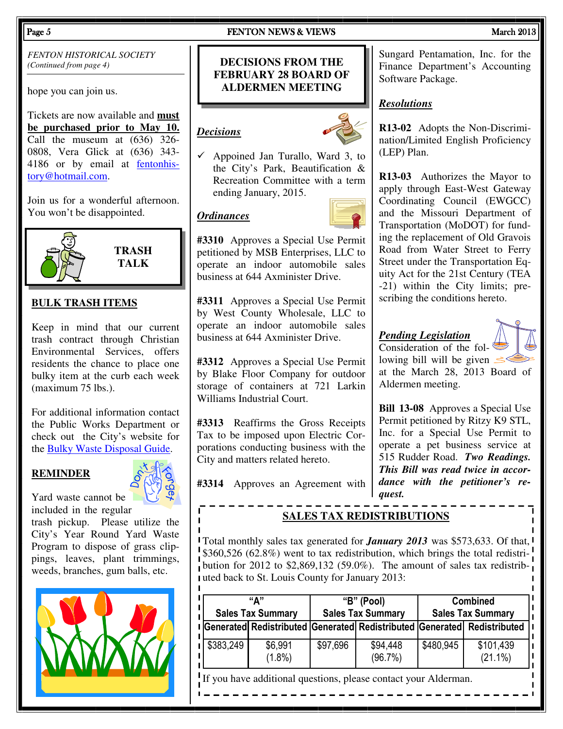*FENTON HISTORICAL SOCIETY*
*(Continued from page 4)*

hope you can join us.

Tickets are now available and **must be purchased prior to May 10.** Call the museum at (636) 326-0808, Vera Glick at (636) 343-4186 or by email at fentonhistory@hotmail.com.

Join us for a wonderful afternoon. You won't be disappointed.

## TRASH TALK

### BULK TRASH ITEMS

Keep in mind that our current trash contract through Christian Environmental Services, offers residents the chance to place one bulky item at the curb each week (maximum 75 lbs.).

For additional information contact the Public Works Department or check out the City's website for the Bulky Waste Disposal Guide.

### REMINDER

Yard waste cannot be included in the regular trash pickup. Please utilize the City's Year Round Yard Waste Program to dispose of grass clippings, leaves, plant trimmings, weeds, branches, gum balls, etc.

## DECISIONS FROM THE FEBRUARY 28 BOARD OF ALDERMEN MEETING

### *Decisions*

- ✓ Appoined Jan Turallo, Ward 3, to the City's Park, Beautification & Recreation Committee with a term ending January, 2015.

### *Ordinances*

**#3310** Approves a Special Use Permit petitioned by MSB Enterprises, LLC to operate an indoor automobile sales business at 644 Axminister Drive.

**#3311** Approves a Special Use Permit by West County Wholesale, LLC to operate an indoor automobile sales business at 644 Axminister Drive.

**#3312** Approves a Special Use Permit by Blake Floor Company for outdoor storage of containers at 721 Larkin Williams Industrial Court.

**#3313** Reaffirms the Gross Receipts Tax to be imposed upon Electric Corporations conducting business with the City and matters related hereto.

**#3314** Approves an Agreement with Sungard Pentamation, Inc. for the Finance Department's Accounting Software Package.

### *Resolutions*

**R13-02** Adopts the Non-Discrimination/Limited English Proficiency (LEP) Plan.

**R13-03** Authorizes the Mayor to apply through East-West Gateway Coordinating Council (EWGCC) and the Missouri Department of Transportation (MoDOT) for funding the replacement of Old Gravois Road from Water Street to Ferry Street under the Transportation Equity Act for the 21st Century (TEA-21) within the City limits; prescribing the conditions hereto.

### *Pending Legislation*

Consideration of the following bill will be given at the March 28, 2013 Board of Aldermen meeting.

**Bill 13-08** Approves a Special Use Permit petitioned by Ritzy K9 STL, Inc. for a Special Use Permit to operate a pet business service at 515 Rudder Road. ***Two Readings. This Bill was read twice in accordance with the petitioner's request.***

## SALES TAX REDISTRIBUTIONS

Total monthly sales tax generated for ***January 2013*** was $573,633. Of that, $360,526 (62.8%) went to tax redistribution, which brings the total redistribution for 2012 to $2,869,132 (59.0%). The amount of sales tax redistributed back to St. Louis County for January 2013:

| "A" Sales Tax Summary | | "B" (Pool) Sales Tax Summary | | Combined Sales Tax Summary | |
|---|---|---|---|---|---|
| Generated | Redistributed | Generated | Redistributed | Generated | Redistributed |
| $383,249 | $6,991 (1.8%) | $97,696 | $94,448 (96.7%) | $480,945 | $101,439 (21.1%) |

If you have additional questions, please contact your Alderman.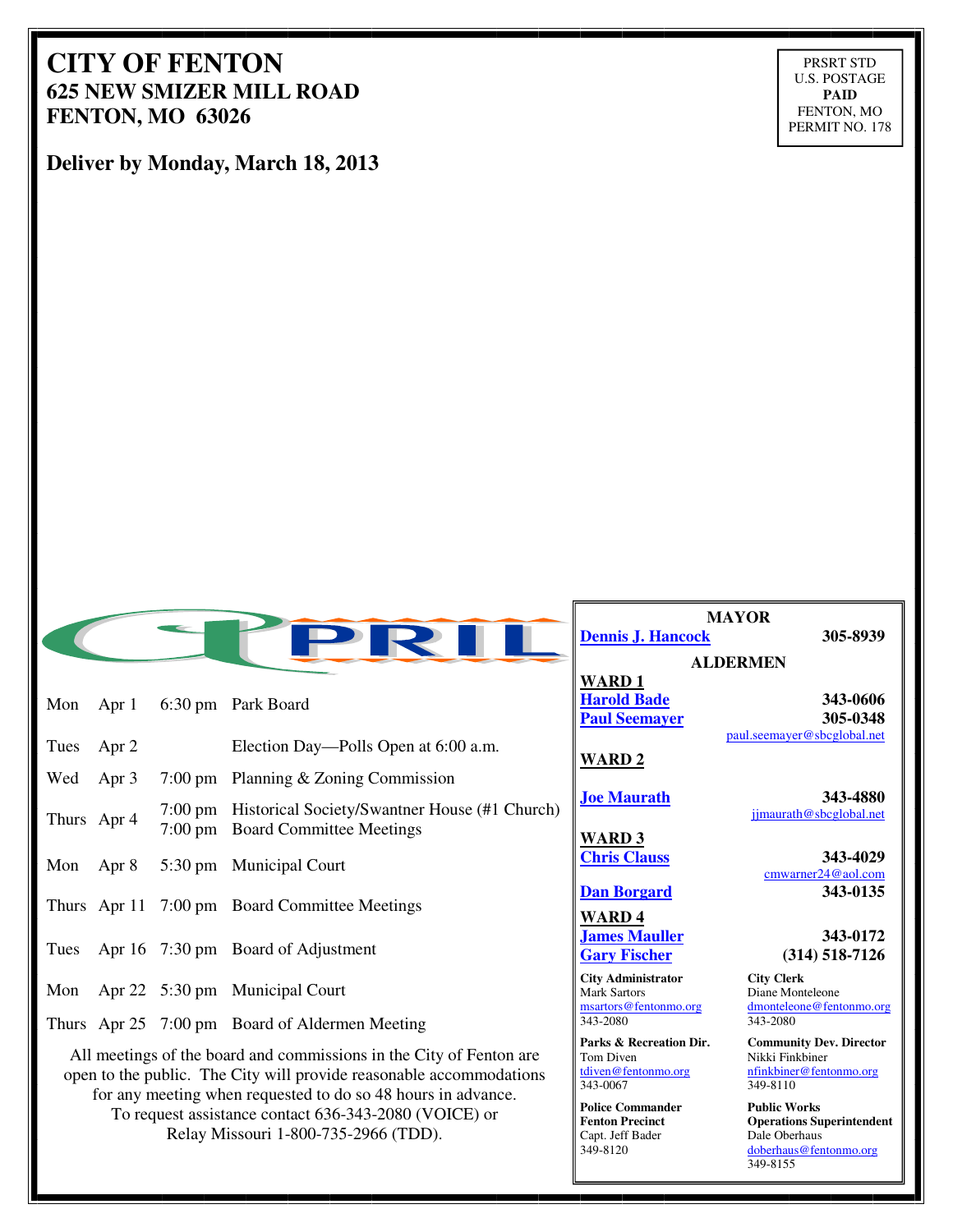# CITY OF FENTON
## 625 NEW SMIZER MILL ROAD
## FENTON, MO 63026

PRSRT STD
U.S. POSTAGE
**PAID**
FENTON, MO
PERMIT NO. 178

**Deliver by Monday, March 18, 2013**

## APRIL

| | | | |
|---|---|---|---|
| Mon | Apr 1 | 6:30 pm | Park Board |
| Tues | Apr 2 | | Election Day—Polls Open at 6:00 a.m. |
| Wed | Apr 3 | 7:00 pm | Planning & Zoning Commission |
| Thurs | Apr 4 | 7:00 pm<br>7:00 pm | Historical Society/Swantner House (#1 Church)<br>Board Committee Meetings |
| Mon | Apr 8 | 5:30 pm | Municipal Court |
| Thurs | Apr 11 | 7:00 pm | Board Committee Meetings |
| Tues | Apr 16 | 7:30 pm | Board of Adjustment |
| Mon | Apr 22 | 5:30 pm | Municipal Court |
| Thurs | Apr 25 | 7:00 pm | Board of Aldermen Meeting |

All meetings of the board and commissions in the City of Fenton are open to the public. The City will provide reasonable accommodations for any meeting when requested to do so 48 hours in advance. To request assistance contact 636-343-2080 (VOICE) or Relay Missouri 1-800-735-2966 (TDD).

**MAYOR**

**Dennis J. Hancock** 305-8939

**ALDERMEN**

**WARD 1**
**Harold Bade** 343-0606
**Paul Seemayer** 305-0348
paul.seemayer@sbcglobal.net

**WARD 2**
**Joe Maurath** 343-4880
jjmaurath@sbcglobal.net

**WARD 3**
**Chris Clauss** 343-4029
cmwarner24@aol.com
**Dan Borgard** 343-0135

**WARD 4**
**James Mauller** 343-0172
**Gary Fischer** (314) 518-7126

**City Administrator**
Mark Sartors
msartors@fentonmo.org
343-2080

**City Clerk**
Diane Monteleone
dmonteleone@fentonmo.org
343-2080

**Parks & Recreation Dir.**
Tom Diven
tdiven@fentonmo.org
343-0067

**Community Dev. Director**
Nikki Finkbiner
nfinkbiner@fentonmo.org
349-8110

**Police Commander Fenton Precinct**
Capt. Jeff Bader
349-8120

**Public Works Operations Superintendent**
Dale Oberhaus
doberhaus@fentonmo.org
349-8155